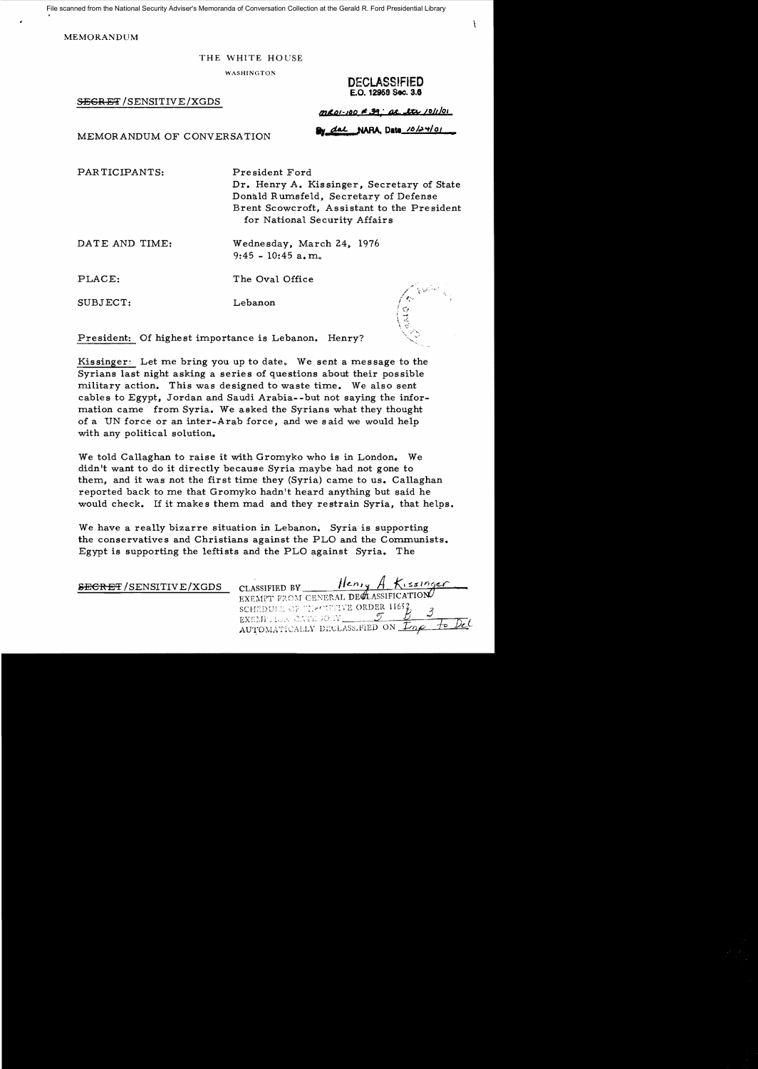File scanned from the National Security Adviser's Memoranda of Conversation Collection at the Gerald R. Ford Presidential Library

MEMORANDUM

THE WHITE HOUSE

WASHINGTON

DECLASSIFIED
E.O. 12958 Sec. 3.6

~~SECRET~~ /SENSITIVE/XGDS

MR 01-100 #39; OSD ltr 10/1/01

By dal NARA, Date 10/24/01

MEMORANDUM OF CONVERSATION

PARTICIPANTS: President Ford
Dr. Henry A. Kissinger, Secretary of State
Donald Rumsfeld, Secretary of Defense
Brent Scowcroft, Assistant to the President for National Security Affairs

DATE AND TIME: Wednesday, March 24, 1976
9:45 - 10:45 a.m.

PLACE: The Oval Office

SUBJECT: Lebanon

President: Of highest importance is Lebanon. Henry?

Kissinger: Let me bring you up to date. We sent a message to the Syrians last night asking a series of questions about their possible military action. This was designed to waste time. We also sent cables to Egypt, Jordan and Saudi Arabia--but not saying the information came from Syria. We asked the Syrians what they thought of a UN force or an inter-Arab force, and we said we would help with any political solution.

We told Callaghan to raise it with Gromyko who is in London. We didn't want to do it directly because Syria maybe had not gone to them, and it was not the first time they (Syria) came to us. Callaghan reported back to me that Gromyko hadn't heard anything but said he would check. If it makes them mad and they restrain Syria, that helps.

We have a really bizarre situation in Lebanon. Syria is supporting the conservatives and Christians against the PLO and the Communists. Egypt is supporting the leftists and the PLO against Syria. The

~~SECRET~~ /SENSITIVE/XGDS

CLASSIFIED BY Henry A. Kissinger
EXEMPT FROM GENERAL DECLASSIFICATION
SCHEDULE OF EXECUTIVE ORDER 11652
EXEMPTION CATEGORY 5 B 3
AUTOMATICALLY DECLASSIFIED ON Imp to Det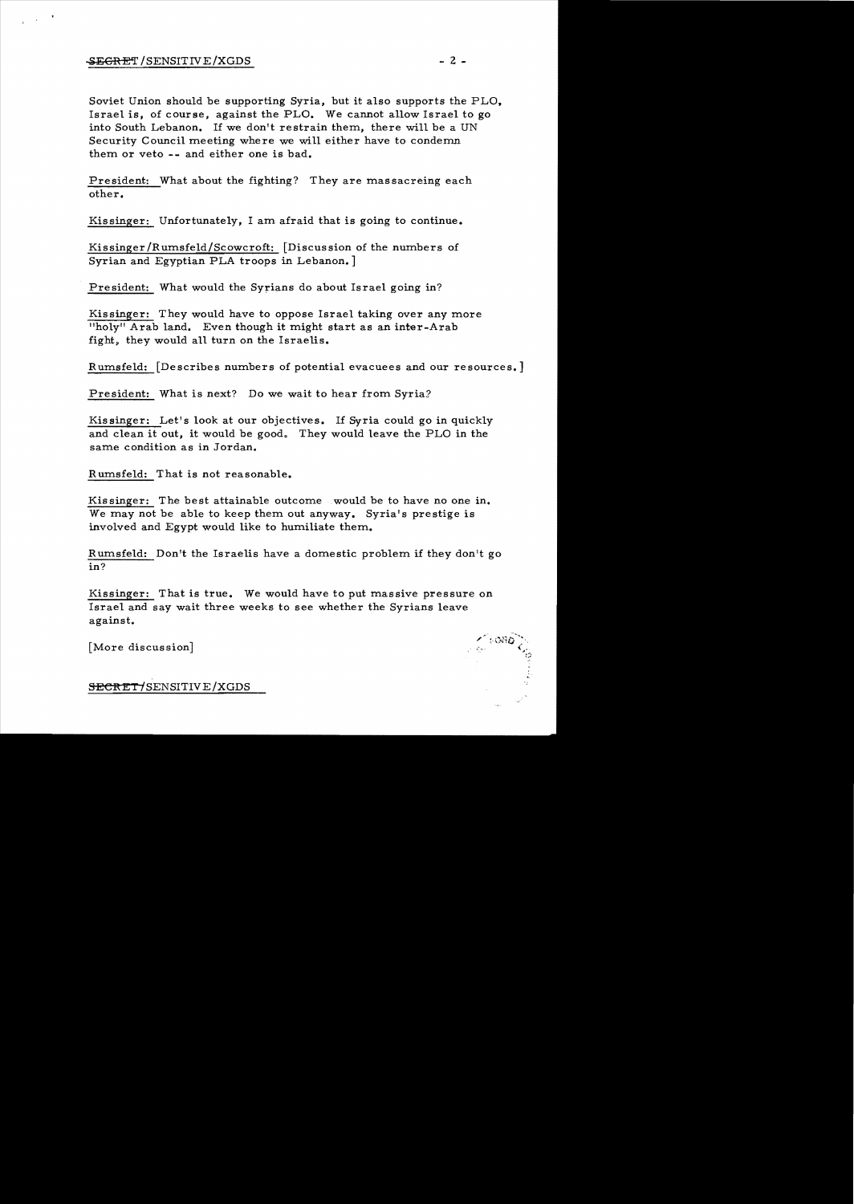Soviet Union should be supporting Syria, but it also supports the PLO. Israel is, of course, against the PLO. We cannot allow Israel to go into South Lebanon. If we don't restrain them, there will be a UN Security Council meeting where we will either have to condemn them or veto -- and either one is bad.

President: What about the fighting? They are massacreing each other.

Kissinger: Unfortunately, I am afraid that is going to continue.

Kissinger/Rumsfeld/Scowcroft: [Discussion of the numbers of Syrian and Egyptian PLA troops in Lebanon.]

President: What would the Syrians do about Israel going in?

Kissinger: They would have to oppose Israel taking over any more "holy" Arab land. Even though it might start as an inter-Arab fight, they would all turn on the Israelis.

Rumsfeld: [Describes numbers of potential evacuees and our resources.]

President: What is next? Do we wait to hear from Syria?

Kissinger: Let's look at our objectives. If Syria could go in quickly and clean it out, it would be good. They would leave the PLO in the same condition as in Jordan.

Rumsfeld: That is not reasonable.

Kissinger: The best attainable outcome would be to have no one in. We may not be able to keep them out anyway. Syria's prestige is involved and Egypt would like to humiliate them.

Rumsfeld: Don't the Israelis have a domestic problem if they don't go in?

Kissinger: That is true. We would have to put massive pressure on Israel and say wait three weeks to see whether the Syrians leave against.

[More discussion]

SECRET/SENSITIVE/XGDS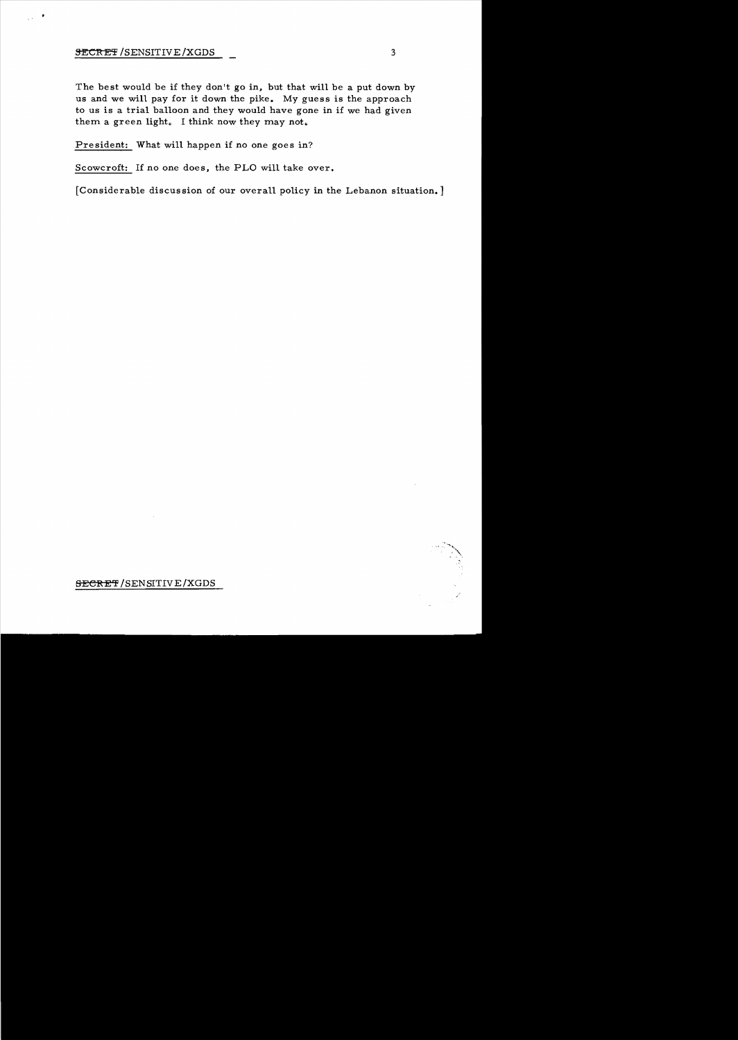The best would be if they don't go in, but that will be a put down by us and we will pay for it down the pike. My guess is the approach to us is a trial balloon and they would have gone in if we had given them a green light. I think now they may not.

President: What will happen if no one goes in?

Scowcroft: If no one does, the PLO will take over.

[Considerable discussion of our overall policy in the Lebanon situation.]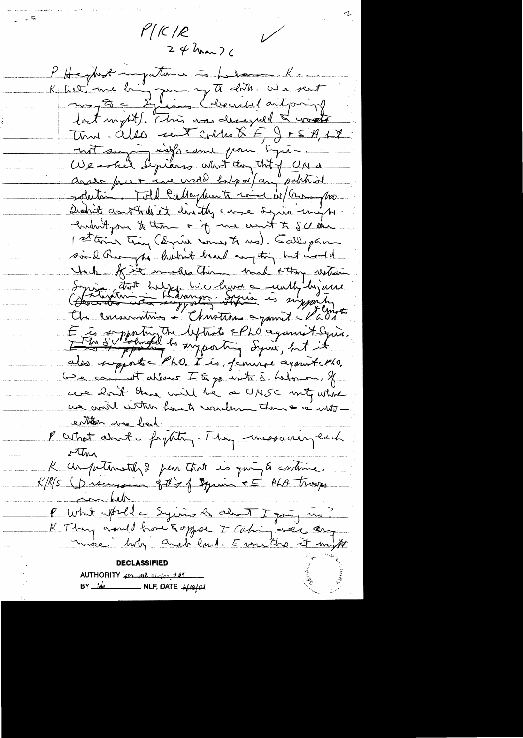P/K/R
24 Mar 76

P Highest importance is Lebanon. K...

K Let me bring you up to date. We sent message to Syrians (described our joint [?] last night). This was designed to waste time. Also sent cables to E, J + SA, but not saying info came from Syria.

We asked Syrians what they think of UN or Arab force + we would help w/ any political solution. Told Callaghan to raise w/ Gromyko. Didn't want to do it directly cause Syria might. Indicating to them + if we went to SC on 1st time they (Syria came to us). Callaghan said Gromyko hadn't heard anything but would check. If it makes them mad + they restrain Syria that helps. We have a really bizarre (situation in Lebanon). Syria is supporting the conservative Christians against PLO Leftists. E is supporting the leftists + PLO against Syria. The SU is supposed to be supporting Syria, but it also supports PLO. I is, of course against PLO.

We cannot allow I to go into S. Lebanon. If we don't there will be a UNSC mtg where we would either have to condemn them or veto — either are bad.

P What about fighting. They massacring each other.

K Unfortunately I fear that is going to continue.

K/R/S (Discussion of # of Syrian + E PLA troops in Leb.

P What would Syrians do about I going in?

K They would have to oppose I taking over any more "holy" Arab land. E wants it might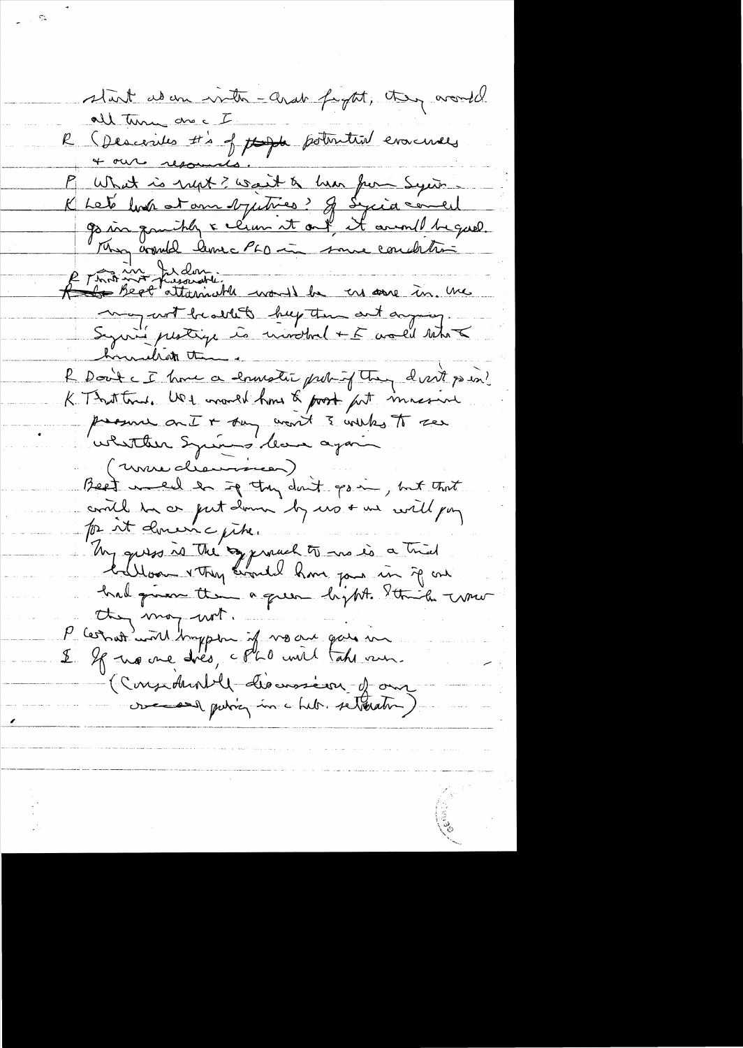start as an intra-Arab fight, they would all turn on I

R (Describes #'s of people potential evacuees + our resources.

P What is next? Wait to hear from Syria.

K Let's look at our objectives? If Syria could go in quickly & clean it out, it would be good. They would leave PLO in some condition.

R That is not in Jordan. ~~Best~~ Best attainable would be in some in. We may not be able to keep them out anyway. Syria's prestige is involved & I would like to humiliate them.

R Don't I have a domestic prob if they don't go in?

K That too. We would have to post put massive pressure on I & say wait 3 weeks to see whether Syrians leave again.

(More discussion)

Best would be if they don't go in, but that could be a put down by us & we will pay for it down the pike.

My guess is the approach to us is a trial balloon & they would have gone in if we had given them a green light. I think now they may not.

P What will happen if we are going in.

I. If we are dres, PLO will take over.

(Considerable discussion of our overall posture in the Leb. situation)